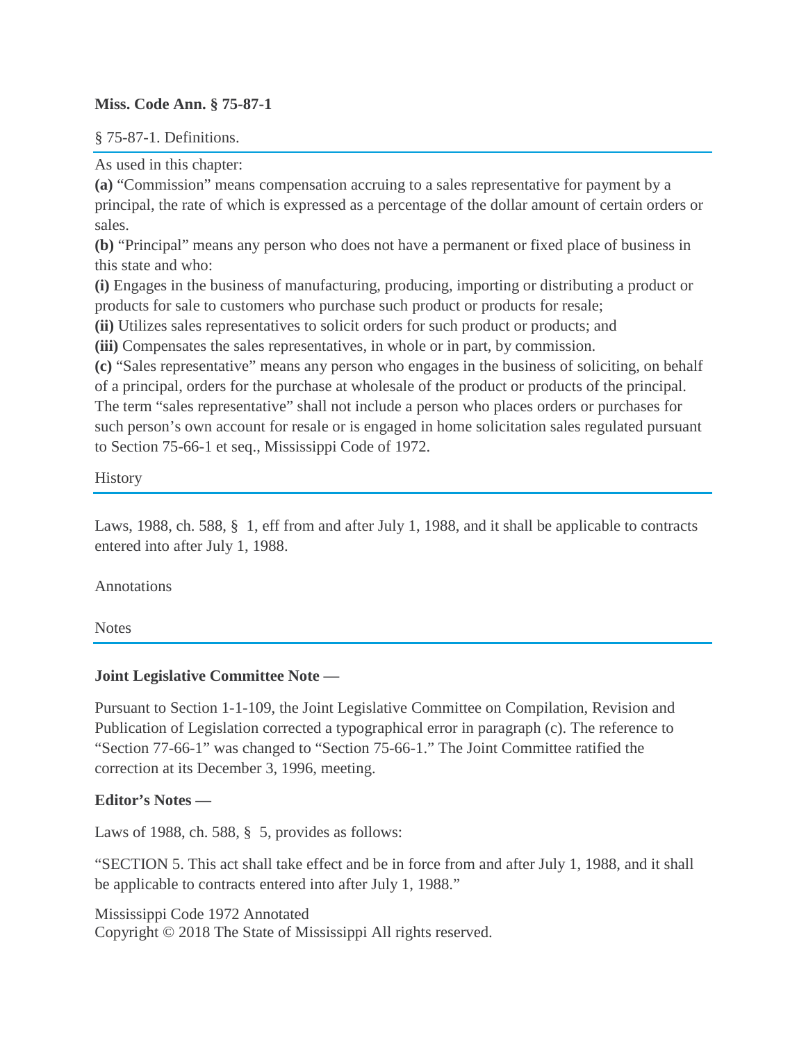**Miss. Code Ann. § 75-87-1**

§ 75-87-1. Definitions.

As used in this chapter:

**(a)** "Commission" means compensation accruing to a sales representative for payment by a principal, the rate of which is expressed as a percentage of the dollar amount of certain orders or sales.

**(b)** "Principal" means any person who does not have a permanent or fixed place of business in this state and who:

**(i)** Engages in the business of manufacturing, producing, importing or distributing a product or products for sale to customers who purchase such product or products for resale;

**(ii)** Utilizes sales representatives to solicit orders for such product or products; and

**(iii)** Compensates the sales representatives, in whole or in part, by commission.

**(c)** "Sales representative" means any person who engages in the business of soliciting, on behalf of a principal, orders for the purchase at wholesale of the product or products of the principal. The term "sales representative" shall not include a person who places orders or purchases for such person's own account for resale or is engaged in home solicitation sales regulated pursuant to Section 75-66-1 et seq., Mississippi Code of 1972.

History

Laws, 1988, ch. 588, § 1, eff from and after July 1, 1988, and it shall be applicable to contracts entered into after July 1, 1988.

Annotations

Notes

**Joint Legislative Committee Note —**

Pursuant to Section 1-1-109, the Joint Legislative Committee on Compilation, Revision and Publication of Legislation corrected a typographical error in paragraph (c). The reference to "Section 77-66-1" was changed to "Section 75-66-1." The Joint Committee ratified the correction at its December 3, 1996, meeting.

**Editor's Notes —**

Laws of 1988, ch. 588, § 5, provides as follows:

"SECTION 5. This act shall take effect and be in force from and after July 1, 1988, and it shall be applicable to contracts entered into after July 1, 1988."

Mississippi Code 1972 Annotated
Copyright © 2018 The State of Mississippi All rights reserved.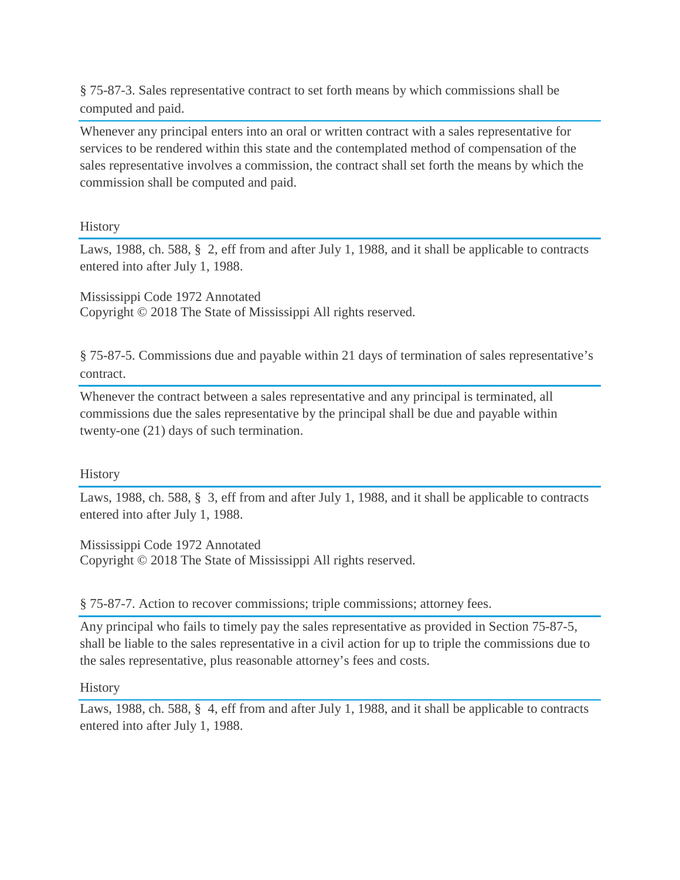§ 75-87-3. Sales representative contract to set forth means by which commissions shall be computed and paid.

Whenever any principal enters into an oral or written contract with a sales representative for services to be rendered within this state and the contemplated method of compensation of the sales representative involves a commission, the contract shall set forth the means by which the commission shall be computed and paid.

History

Laws, 1988, ch. 588, § 2, eff from and after July 1, 1988, and it shall be applicable to contracts entered into after July 1, 1988.

Mississippi Code 1972 Annotated
Copyright © 2018 The State of Mississippi All rights reserved.

§ 75-87-5. Commissions due and payable within 21 days of termination of sales representative's contract.

Whenever the contract between a sales representative and any principal is terminated, all commissions due the sales representative by the principal shall be due and payable within twenty-one (21) days of such termination.

History

Laws, 1988, ch. 588, § 3, eff from and after July 1, 1988, and it shall be applicable to contracts entered into after July 1, 1988.

Mississippi Code 1972 Annotated
Copyright © 2018 The State of Mississippi All rights reserved.

§ 75-87-7. Action to recover commissions; triple commissions; attorney fees.

Any principal who fails to timely pay the sales representative as provided in Section 75-87-5, shall be liable to the sales representative in a civil action for up to triple the commissions due to the sales representative, plus reasonable attorney's fees and costs.

History

Laws, 1988, ch. 588, § 4, eff from and after July 1, 1988, and it shall be applicable to contracts entered into after July 1, 1988.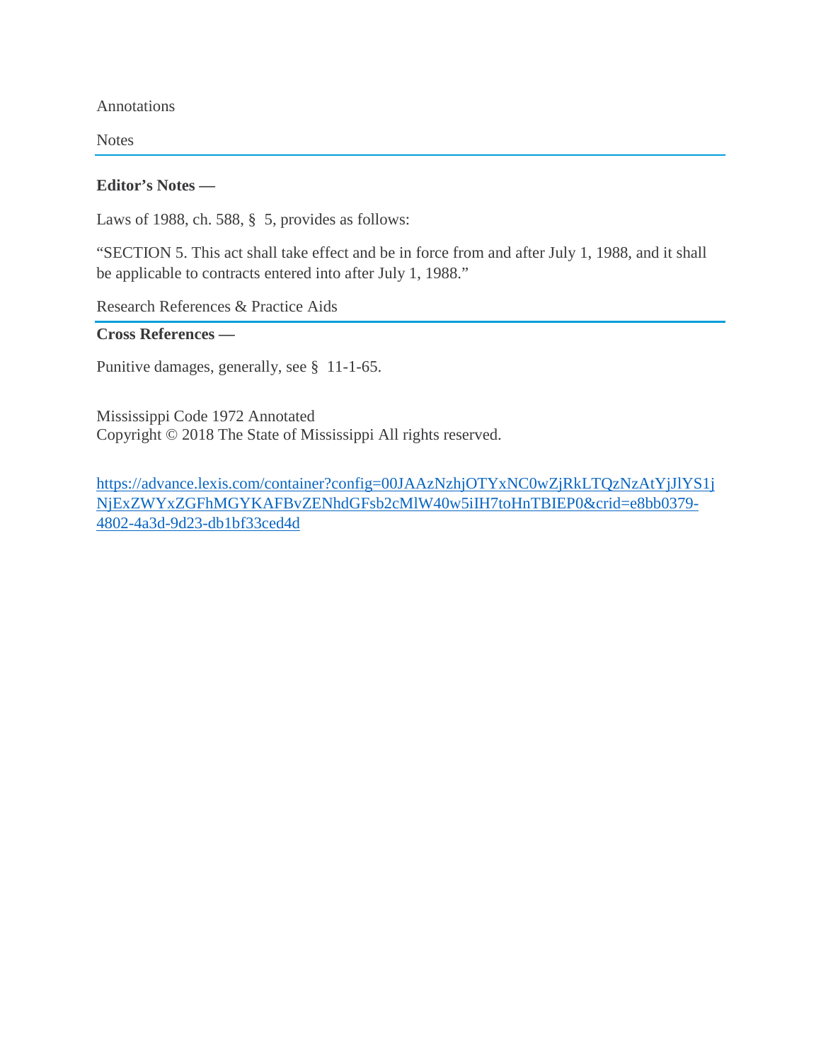Annotations

Notes

**Editor's Notes —**

Laws of 1988, ch. 588, § 5, provides as follows:

"SECTION 5. This act shall take effect and be in force from and after July 1, 1988, and it shall be applicable to contracts entered into after July 1, 1988."

Research References & Practice Aids

**Cross References —**

Punitive damages, generally, see § 11-1-65.

Mississippi Code 1972 Annotated
Copyright © 2018 The State of Mississippi All rights reserved.

https://advance.lexis.com/container?config=00JAAzNzhjOTYxNC0wZjRkLTQzNzAtYjJlYS1jNjExZWYxZGFhMGYKAFBvZENhdGFsb2cMlW40w5iIH7toHnTBIEP0&crid=e8bb0379-4802-4a3d-9d23-db1bf33ced4d